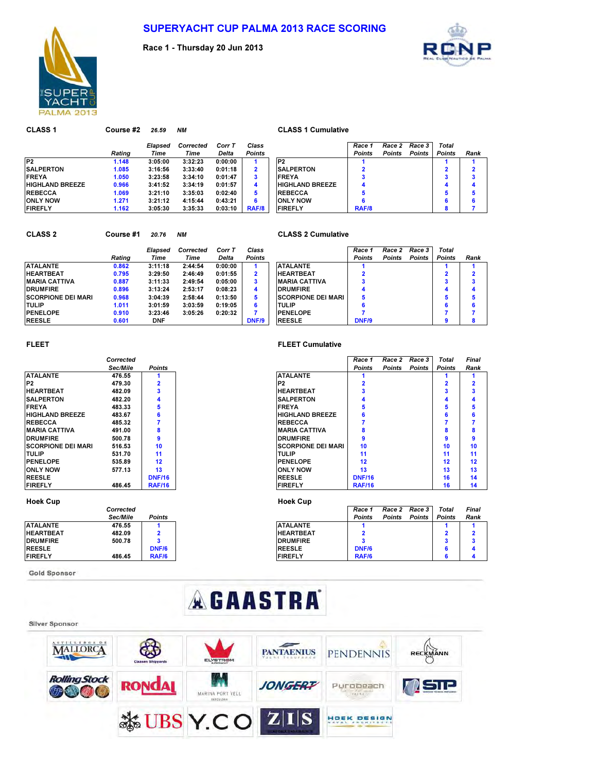# SUPERYACHT CUP PALMA 2013 RACE SCORING

**Race 1 - Thursday 20 Jun 2013**

### CLASS 1 — Course #2 — 26.59 NM

| | Rating | Elapsed Time | Corrected Time | Corr T Delta | Class Points |
|---|---|---|---|---|---|
| P2 | 1.148 | 3:05:00 | 3:32:23 | 0:00:00 | 1 |
| SALPERTON | 1.085 | 3:16:56 | 3:33:40 | 0:01:18 | 2 |
| FREYA | 1.050 | 3:23:58 | 3:34:10 | 0:01:47 | 3 |
| HIGHLAND BREEZE | 0.966 | 3:41:52 | 3:34:19 | 0:01:57 | 4 |
| REBECCA | 1.069 | 3:21:10 | 3:35:03 | 0:02:40 | 5 |
| ONLY NOW | 1.271 | 3:21:12 | 4:15:44 | 0:43:21 | 6 |
| FIREFLY | 1.162 | 3:05:30 | 3:35:33 | 0:03:10 | RAF/8 |

### CLASS 1 Cumulative

| | Race 1 Points | Race 2 Points | Race 3 Points | Total Points | Rank |
|---|---|---|---|---|---|
| P2 | 1 | | | 1 | 1 |
| SALPERTON | 2 | | | 2 | 2 |
| FREYA | 3 | | | 3 | 3 |
| HIGHLAND BREEZE | 4 | | | 4 | 4 |
| REBECCA | 5 | | | 5 | 5 |
| ONLY NOW | 6 | | | 6 | 6 |
| FIREFLY | RAF/8 | | | 8 | 7 |

### CLASS 2 — Course #1 — 20.76 NM

| | Rating | Elapsed Time | Corrected Time | Corr T Delta | Class Points |
|---|---|---|---|---|---|
| ATALANTE | 0.862 | 3:11:18 | 2:44:54 | 0:00:00 | 1 |
| HEARTBEAT | 0.795 | 3:29:50 | 2:46:49 | 0:01:55 | 2 |
| MARIA CATTIVA | 0.887 | 3:11:33 | 2:49:54 | 0:05:00 | 3 |
| DRUMFIRE | 0.896 | 3:13:24 | 2:53:17 | 0:08:23 | 4 |
| SCORPIONE DEI MARI | 0.968 | 3:04:39 | 2:58:44 | 0:13:50 | 5 |
| TULIP | 1.011 | 3:01:59 | 3:03:59 | 0:19:05 | 6 |
| PENELOPE | 0.910 | 3:23:46 | 3:05:26 | 0:20:32 | 7 |
| REESLE | 0.601 | DNF | | | DNF/9 |

### CLASS 2 Cumulative

| | Race 1 Points | Race 2 Points | Race 3 Points | Total Points | Rank |
|---|---|---|---|---|---|
| ATALANTE | 1 | | | 1 | 1 |
| HEARTBEAT | 2 | | | 2 | 2 |
| MARIA CATTIVA | 3 | | | 3 | 3 |
| DRUMFIRE | 4 | | | 4 | 4 |
| SCORPIONE DEI MARI | 5 | | | 5 | 5 |
| TULIP | 6 | | | 6 | 6 |
| PENELOPE | 7 | | | 7 | 7 |
| REESLE | DNF/9 | | | 9 | 8 |

### FLEET

| | Corrected Sec/Mile | Points |
|---|---|---|
| ATALANTE | 476.55 | 1 |
| P2 | 479.30 | 2 |
| HEARTBEAT | 482.09 | 3 |
| SALPERTON | 482.20 | 4 |
| FREYA | 483.33 | 5 |
| HIGHLAND BREEZE | 483.67 | 6 |
| REBECCA | 485.32 | 7 |
| MARIA CATTIVA | 491.00 | 8 |
| DRUMFIRE | 500.78 | 9 |
| SCORPIONE DEI MARI | 516.53 | 10 |
| TULIP | 531.70 | 11 |
| PENELOPE | 535.89 | 12 |
| ONLY NOW | 577.13 | 13 |
| REESLE | | DNF/16 |
| FIREFLY | 486.45 | RAF/16 |

### FLEET Cumulative

| | Race 1 Points | Race 2 Points | Race 3 Points | Total Points | Final Rank |
|---|---|---|---|---|---|
| ATALANTE | 1 | | | 1 | 1 |
| P2 | 2 | | | 2 | 2 |
| HEARTBEAT | 3 | | | 3 | 3 |
| SALPERTON | 4 | | | 4 | 4 |
| FREYA | 5 | | | 5 | 5 |
| HIGHLAND BREEZE | 6 | | | 6 | 6 |
| REBECCA | 7 | | | 7 | 7 |
| MARIA CATTIVA | 8 | | | 8 | 8 |
| DRUMFIRE | 9 | | | 9 | 9 |
| SCORPIONE DEI MARI | 10 | | | 10 | 10 |
| TULIP | 11 | | | 11 | 11 |
| PENELOPE | 12 | | | 12 | 12 |
| ONLY NOW | 13 | | | 13 | 13 |
| REESLE | DNF/16 | | | 16 | 14 |
| FIREFLY | RAF/16 | | | 16 | 14 |

### Hoek Cup

| | Corrected Sec/Mile | Points |
|---|---|---|
| ATALANTE | 476.55 | 1 |
| HEARTBEAT | 482.09 | 2 |
| DRUMFIRE | 500.78 | 3 |
| REESLE | | DNF/6 |
| FIREFLY | 486.45 | RAF/6 |

### Hoek Cup (Cumulative)

| | Race 1 Points | Race 2 Points | Race 3 Points | Total Points | Final Rank |
|---|---|---|---|---|---|
| ATALANTE | 1 | | | 1 | 1 |
| HEARTBEAT | 2 | | | 2 | 2 |
| DRUMFIRE | 3 | | | 3 | 3 |
| REESLE | DNF/6 | | | 6 | 4 |
| FIREFLY | RAF/6 | | | 6 | 4 |

Gold Sponsor

GAASTRA

Silver Sponsor

Astilleros de Mallorca · Claasen Shipyards · Elystrom · Pantaenius · Pendennis · Reckmann · Rolling Stock · Rondal · Marina Port Vell · Jongert · Purobeach · STP · UBS · Y.CO · Z|I|S · Hoek Design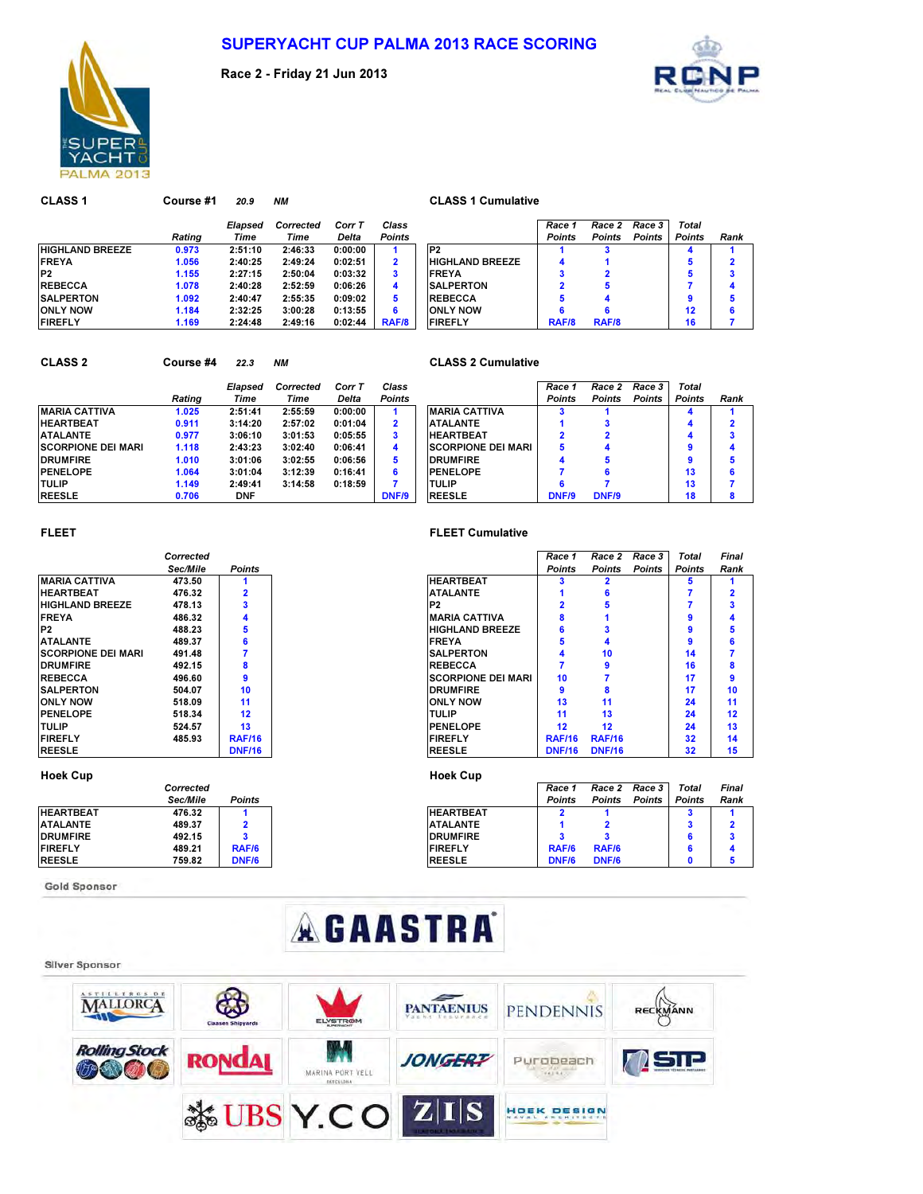# SUPERYACHT CUP PALMA 2013 RACE SCORING

### Race 2 - Friday 21 Jun 2013

## CLASS 1

Course #1 20.9 NM

| | Rating | Elapsed Time | Corrected Time | Corr T Delta | Class Points |
|---|---|---|---|---|---|
| HIGHLAND BREEZE | 0.973 | 2:51:10 | 2:46:33 | 0:00:00 | 1 |
| FREYA | 1.056 | 2:40:25 | 2:49:24 | 0:02:51 | 2 |
| P2 | 1.155 | 2:27:15 | 2:50:04 | 0:03:32 | 3 |
| REBECCA | 1.078 | 2:40:28 | 2:52:59 | 0:06:26 | 4 |
| SALPERTON | 1.092 | 2:40:47 | 2:55:35 | 0:09:02 | 5 |
| ONLY NOW | 1.184 | 2:32:25 | 3:00:28 | 0:13:55 | 6 |
| FIREFLY | 1.169 | 2:24:48 | 2:49:16 | 0:02:44 | RAF/8 |

## CLASS 1 Cumulative

| | Race 1 Points | Race 2 Points | Race 3 Points | Total Points | Rank |
|---|---|---|---|---|---|
| P2 | 1 | 3 | | 4 | 1 |
| HIGHLAND BREEZE | 4 | 1 | | 5 | 2 |
| FREYA | 3 | 2 | | 5 | 3 |
| SALPERTON | 2 | 5 | | 7 | 4 |
| REBECCA | 5 | 4 | | 9 | 5 |
| ONLY NOW | 6 | 6 | | 12 | 6 |
| FIREFLY | RAF/8 | RAF/8 | | 16 | 7 |

## CLASS 2

Course #4 22.3 NM

| | Rating | Elapsed Time | Corrected Time | Corr T Delta | Class Points |
|---|---|---|---|---|---|
| MARIA CATTIVA | 1.025 | 2:51:41 | 2:55:59 | 0:00:00 | 1 |
| HEARTBEAT | 0.911 | 3:14:20 | 2:57:02 | 0:01:04 | 2 |
| ATALANTE | 0.977 | 3:06:10 | 3:01:53 | 0:05:55 | 3 |
| SCORPIONE DEI MARI | 1.118 | 2:43:23 | 3:02:40 | 0:06:41 | 4 |
| DRUMFIRE | 1.010 | 3:01:06 | 3:02:55 | 0:06:56 | 5 |
| PENELOPE | 1.064 | 3:01:04 | 3:12:39 | 0:16:41 | 6 |
| TULIP | 1.149 | 2:49:41 | 3:14:58 | 0:18:59 | 7 |
| REESLE | 0.706 | DNF | | | DNF/9 |

## CLASS 2 Cumulative

| | Race 1 Points | Race 2 Points | Race 3 Points | Total Points | Rank |
|---|---|---|---|---|---|
| MARIA CATTIVA | 3 | 1 | | 4 | 1 |
| ATALANTE | 1 | 3 | | 4 | 2 |
| HEARTBEAT | 2 | 2 | | 4 | 3 |
| SCORPIONE DEI MARI | 5 | 4 | | 9 | 4 |
| DRUMFIRE | 4 | 5 | | 9 | 5 |
| PENELOPE | 7 | 6 | | 13 | 6 |
| TULIP | 6 | 7 | | 13 | 7 |
| REESLE | DNF/9 | DNF/9 | | 18 | 8 |

## FLEET

| | Corrected Sec/Mile | Points |
|---|---|---|
| MARIA CATTIVA | 473.50 | 1 |
| HEARTBEAT | 476.32 | 2 |
| HIGHLAND BREEZE | 478.13 | 3 |
| FREYA | 486.32 | 4 |
| P2 | 488.23 | 5 |
| ATALANTE | 489.37 | 6 |
| SCORPIONE DEI MARI | 491.48 | 7 |
| DRUMFIRE | 492.15 | 8 |
| REBECCA | 496.60 | 9 |
| SALPERTON | 504.07 | 10 |
| ONLY NOW | 518.09 | 11 |
| PENELOPE | 518.34 | 12 |
| TULIP | 524.57 | 13 |
| FIREFLY | 485.93 | RAF/16 |
| REESLE | | DNF/16 |

## FLEET Cumulative

| | Race 1 Points | Race 2 Points | Race 3 Points | Total Points | Final Rank |
|---|---|---|---|---|---|
| HEARTBEAT | 3 | 2 | | 5 | 1 |
| ATALANTE | 1 | 6 | | 7 | 2 |
| P2 | 2 | 5 | | 7 | 3 |
| MARIA CATTIVA | 8 | 1 | | 9 | 4 |
| HIGHLAND BREEZE | 6 | 3 | | 9 | 5 |
| FREYA | 5 | 4 | | 9 | 6 |
| SALPERTON | 4 | 10 | | 14 | 7 |
| REBECCA | 7 | 9 | | 16 | 8 |
| SCORPIONE DEI MARI | 10 | 7 | | 17 | 9 |
| DRUMFIRE | 9 | 8 | | 17 | 10 |
| ONLY NOW | 13 | 11 | | 24 | 11 |
| TULIP | 11 | 13 | | 24 | 12 |
| PENELOPE | 12 | 12 | | 24 | 13 |
| FIREFLY | RAF/16 | RAF/16 | | 32 | 14 |
| REESLE | DNF/16 | DNF/16 | | 32 | 15 |

## Hoek Cup

| | Corrected Sec/Mile | Points |
|---|---|---|
| HEARTBEAT | 476.32 | 1 |
| ATALANTE | 489.37 | 2 |
| DRUMFIRE | 492.15 | 3 |
| FIREFLY | 489.21 | RAF/6 |
| REESLE | 759.82 | DNF/6 |

## Hoek Cup

| | Race 1 Points | Race 2 Points | Race 3 Points | Total Points | Final Rank |
|---|---|---|---|---|---|
| HEARTBEAT | 2 | 1 | | 3 | 1 |
| ATALANTE | 1 | 2 | | 3 | 2 |
| DRUMFIRE | 3 | 3 | | 6 | 3 |
| FIREFLY | RAF/6 | RAF/6 | | 6 | 4 |
| REESLE | DNF/6 | DNF/6 | | 0 | 5 |

Gold Sponsor

GAASTRA

Silver Sponsor

ASTILLEROS DE MALLORCA · Claasen Shipyards · ELYSTROM · PANTAENIUS Yacht Insurance · PENDENNIS · RECKMANN · Rolling Stock · RONDAL · MARINA PORT VELL BARCELONA · JONGERT · Purobeach · STP · UBS · Y.CO · Z|I|S · HOEK DESIGN NAVAL ARCHITECTS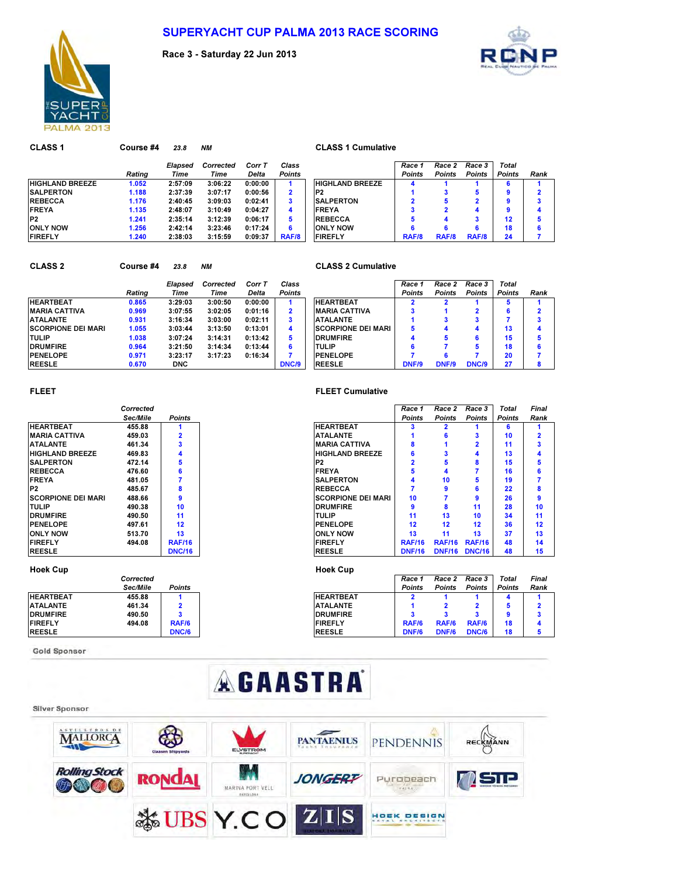# SUPERYACHT CUP PALMA 2013 RACE SCORING

**Race 3 - Saturday 22 Jun 2013**

## CLASS 1

Course #4 23.8 NM

| | Rating | Elapsed Time | Corrected Time | Corr T Delta | Class Points |
|---|---|---|---|---|---|
| HIGHLAND BREEZE | 1.052 | 2:57:09 | 3:06:22 | 0:00:00 | 1 |
| SALPERTON | 1.188 | 2:37:39 | 3:07:17 | 0:00:56 | 2 |
| REBECCA | 1.176 | 2:40:45 | 3:09:03 | 0:02:41 | 3 |
| FREYA | 1.135 | 2:48:07 | 3:10:49 | 0:04:27 | 4 |
| P2 | 1.241 | 2:35:14 | 3:12:39 | 0:06:17 | 5 |
| ONLY NOW | 1.256 | 2:42:14 | 3:23:46 | 0:17:24 | 6 |
| FIREFLY | 1.240 | 2:38:03 | 3:15:59 | 0:09:37 | RAF/8 |

## CLASS 1 Cumulative

| | Race 1 Points | Race 2 Points | Race 3 Points | Total Points | Rank |
|---|---|---|---|---|---|
| HIGHLAND BREEZE | 4 | 1 | 1 | 6 | 1 |
| P2 | 1 | 3 | 5 | 9 | 2 |
| SALPERTON | 2 | 5 | 2 | 9 | 3 |
| FREYA | 3 | 2 | 4 | 9 | 4 |
| REBECCA | 5 | 4 | 3 | 12 | 5 |
| ONLY NOW | 6 | 6 | 6 | 18 | 6 |
| FIREFLY | RAF/8 | RAF/8 | RAF/8 | 24 | 7 |

## CLASS 2

Course #4 23.8 NM

| | Rating | Elapsed Time | Corrected Time | Corr T Delta | Class Points |
|---|---|---|---|---|---|
| HEARTBEAT | 0.865 | 3:29:03 | 3:00:50 | 0:00:00 | 1 |
| MARIA CATTIVA | 0.969 | 3:07:55 | 3:02:05 | 0:01:16 | 2 |
| ATALANTE | 0.931 | 3:16:34 | 3:03:00 | 0:02:11 | 3 |
| SCORPIONE DEI MARI | 1.055 | 3:03:44 | 3:13:50 | 0:13:01 | 4 |
| TULIP | 1.038 | 3:07:24 | 3:14:31 | 0:13:42 | 5 |
| DRUMFIRE | 0.964 | 3:21:50 | 3:14:34 | 0:13:44 | 6 |
| PENELOPE | 0.971 | 3:23:17 | 3:17:23 | 0:16:34 | 7 |
| REESLE | 0.670 | DNC | | | DNC/9 |

## CLASS 2 Cumulative

| | Race 1 Points | Race 2 Points | Race 3 Points | Total Points | Rank |
|---|---|---|---|---|---|
| HEARTBEAT | 2 | 2 | 1 | 5 | 1 |
| MARIA CATTIVA | 3 | 1 | 2 | 6 | 2 |
| ATALANTE | 1 | 3 | 3 | 7 | 3 |
| SCORPIONE DEI MARI | 5 | 4 | 4 | 13 | 4 |
| DRUMFIRE | 4 | 5 | 6 | 15 | 5 |
| TULIP | 6 | 7 | 5 | 18 | 6 |
| PENELOPE | 7 | 6 | 7 | 20 | 7 |
| REESLE | DNF/9 | DNF/9 | DNC/9 | 27 | 8 |

## FLEET

| | Corrected Sec/Mile | Points |
|---|---|---|
| HEARTBEAT | 455.88 | 1 |
| MARIA CATTIVA | 459.03 | 2 |
| ATALANTE | 461.34 | 3 |
| HIGHLAND BREEZE | 469.83 | 4 |
| SALPERTON | 472.14 | 5 |
| REBECCA | 476.60 | 6 |
| FREYA | 481.05 | 7 |
| P2 | 485.67 | 8 |
| SCORPIONE DEI MARI | 488.66 | 9 |
| TULIP | 490.38 | 10 |
| DRUMFIRE | 490.50 | 11 |
| PENELOPE | 497.61 | 12 |
| ONLY NOW | 513.70 | 13 |
| FIREFLY | 494.08 | RAF/16 |
| REESLE | | DNC/16 |

## FLEET Cumulative

| | Race 1 Points | Race 2 Points | Race 3 Points | Total Points | Final Rank |
|---|---|---|---|---|---|
| HEARTBEAT | 3 | 2 | 1 | 6 | 1 |
| ATALANTE | 1 | 6 | 3 | 10 | 2 |
| MARIA CATTIVA | 8 | 1 | 2 | 11 | 3 |
| HIGHLAND BREEZE | 6 | 3 | 4 | 13 | 4 |
| P2 | 2 | 5 | 8 | 15 | 5 |
| FREYA | 5 | 4 | 7 | 16 | 6 |
| SALPERTON | 4 | 10 | 5 | 19 | 7 |
| REBECCA | 7 | 9 | 6 | 22 | 8 |
| SCORPIONE DEI MARI | 10 | 7 | 9 | 26 | 9 |
| DRUMFIRE | 9 | 8 | 11 | 28 | 10 |
| TULIP | 11 | 13 | 10 | 34 | 11 |
| PENELOPE | 12 | 12 | 12 | 36 | 12 |
| ONLY NOW | 13 | 11 | 13 | 37 | 13 |
| FIREFLY | RAF/16 | RAF/16 | RAF/16 | 48 | 14 |
| REESLE | DNF/16 | DNF/16 | DNC/16 | 48 | 15 |

## Hoek Cup

| | Corrected Sec/Mile | Points |
|---|---|---|
| HEARTBEAT | 455.88 | 1 |
| ATALANTE | 461.34 | 2 |
| DRUMFIRE | 490.50 | 3 |
| FIREFLY | 494.08 | RAF/6 |
| REESLE | | DNC/6 |

## Hoek Cup

| | Race 1 Points | Race 2 Points | Race 3 Points | Total Points | Final Rank |
|---|---|---|---|---|---|
| HEARTBEAT | 2 | 1 | 1 | 4 | 1 |
| ATALANTE | 1 | 2 | 2 | 5 | 2 |
| DRUMFIRE | 3 | 3 | 3 | 9 | 3 |
| FIREFLY | RAF/6 | RAF/6 | RAF/6 | 18 | 4 |
| REESLE | DNF/6 | DNF/6 | DNC/6 | 18 | 5 |

Gold Sponsor

GAASTRA

Silver Sponsor

ASTILLEROS DE MALLORCA, Claasen Shipyards, ELVSTRØM, PANTAENIUS, PENDENNIS, RECKMANN, Rolling Stock, RONDAL, MARINA PORT VELL, JONGERT, Pyrobeach, STP, UBS, Y.CO, Z|S, HOEK DESIGN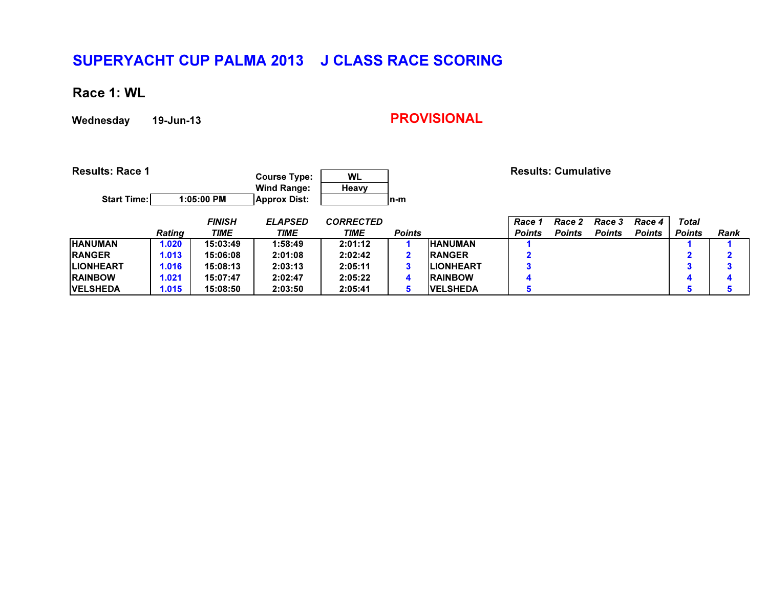# SUPERYACHT CUP PALMA 2013    J CLASS RACE SCORING

## Race 1: WL

**Wednesday** **19-Jun-13**

**PROVISIONAL**

**Results: Race 1**

| | |
|---|---|
| Course Type: | WL |
| Wind Range: | Heavy |
| Start Time: | 1:05:00 PM |
| Approx Dist: | n-m |

| | *Rating* | *FINISH TIME* | *ELAPSED TIME* | *CORRECTED TIME* | *Points* |
|---|---|---|---|---|---|
| HANUMAN | 1.020 | 15:03:49 | 1:58:49 | 2:01:12 | 1 |
| RANGER | 1.013 | 15:06:08 | 2:01:08 | 2:02:42 | 2 |
| LIONHEART | 1.016 | 15:08:13 | 2:03:13 | 2:05:11 | 3 |
| RAINBOW | 1.021 | 15:07:47 | 2:02:47 | 2:05:22 | 4 |
| VELSHEDA | 1.015 | 15:08:50 | 2:03:50 | 2:05:41 | 5 |

**Results: Cumulative**

| | *Race 1 Points* | *Race 2 Points* | *Race 3 Points* | *Race 4 Points* | *Total Points* | *Rank* |
|---|---|---|---|---|---|---|
| HANUMAN | 1 | | | | 1 | 1 |
| RANGER | 2 | | | | 2 | 2 |
| LIONHEART | 3 | | | | 3 | 3 |
| RAINBOW | 4 | | | | 4 | 4 |
| VELSHEDA | 5 | | | | 5 | 5 |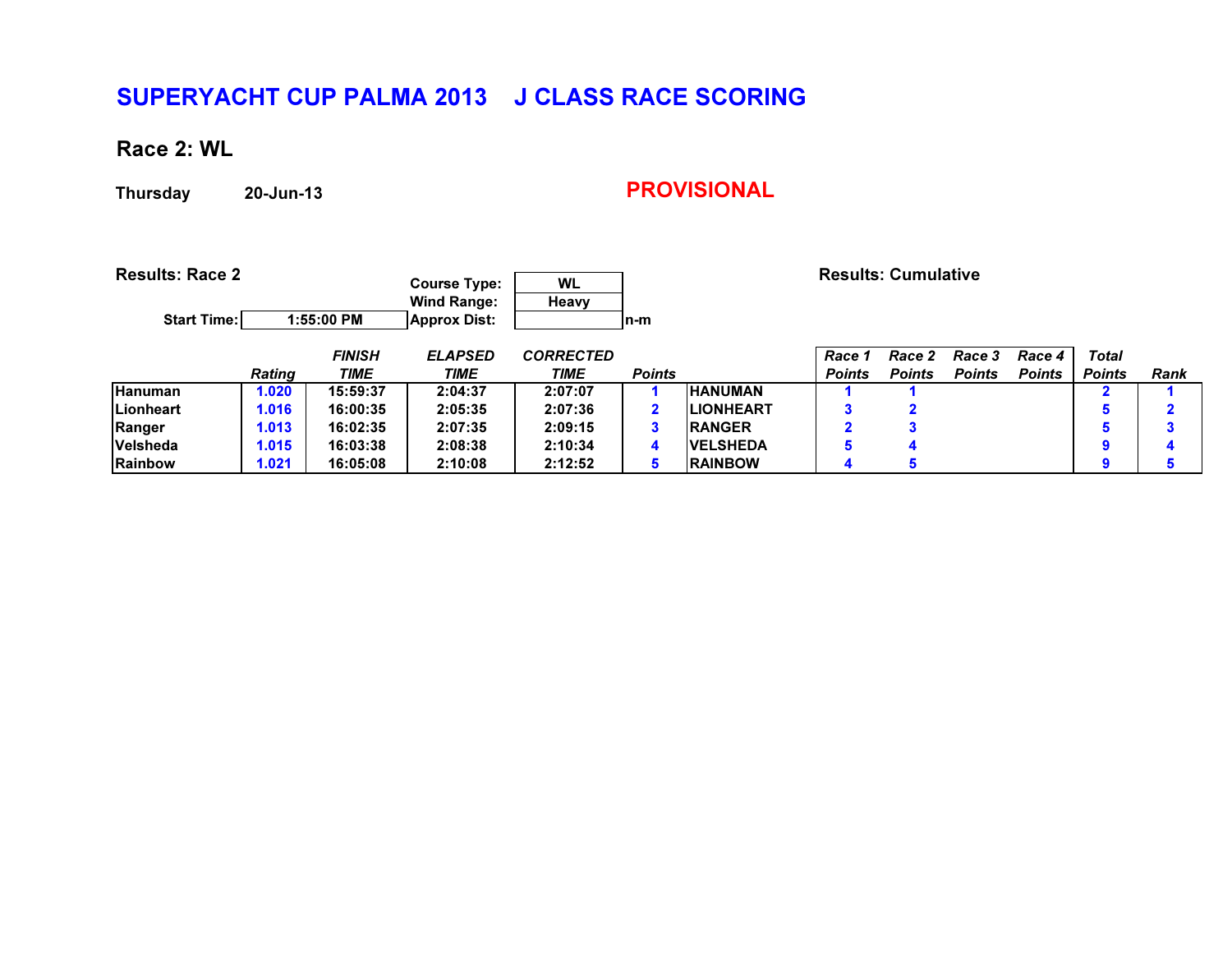# SUPERYACHT CUP PALMA 2013 J CLASS RACE SCORING

## Race 2: WL

**Thursday** **20-Jun-13**

**PROVISIONAL**

**Results: Race 2**

| | |
|---|---|
| Start Time: | 1:55:00 PM |
| Course Type: | WL |
| Wind Range: | Heavy |
| Approx Dist: | n-m |

**Results: Cumulative**

| | *Rating* | *FINISH TIME* | *ELAPSED TIME* | *CORRECTED TIME* | *Points* | | *Race 1 Points* | *Race 2 Points* | *Race 3 Points* | *Race 4 Points* | *Total Points* | *Rank* |
|---|---|---|---|---|---|---|---|---|---|---|---|---|
| Hanuman | 1.020 | 15:59:37 | 2:04:37 | 2:07:07 | 1 | HANUMAN | 1 | 1 | | | 2 | 1 |
| Lionheart | 1.016 | 16:00:35 | 2:05:35 | 2:07:36 | 2 | LIONHEART | 3 | 2 | | | 5 | 2 |
| Ranger | 1.013 | 16:02:35 | 2:07:35 | 2:09:15 | 3 | RANGER | 2 | 3 | | | 5 | 3 |
| Velsheda | 1.015 | 16:03:38 | 2:08:38 | 2:10:34 | 4 | VELSHEDA | 5 | 4 | | | 9 | 4 |
| Rainbow | 1.021 | 16:05:08 | 2:10:08 | 2:12:52 | 5 | RAINBOW | 4 | 5 | | | 9 | 5 |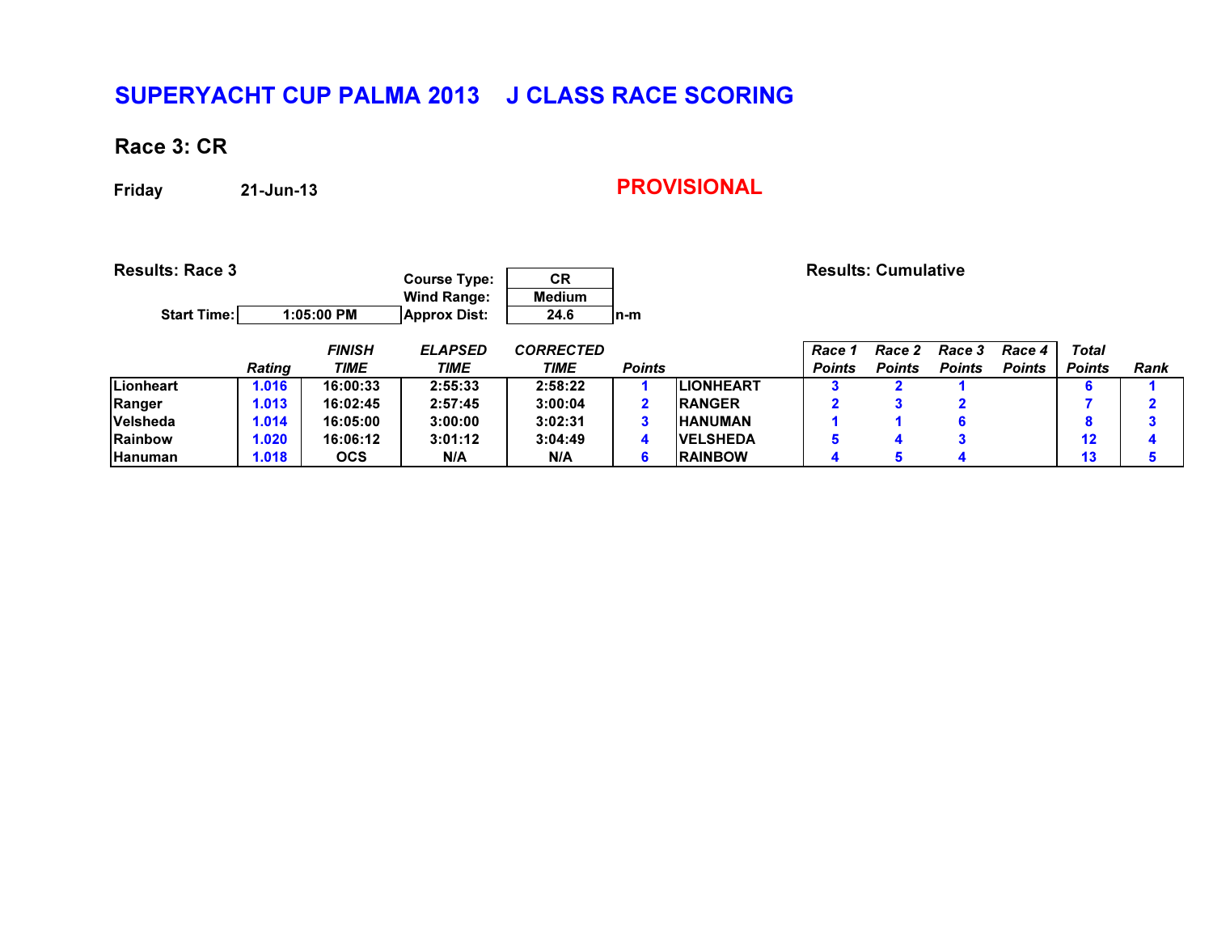# SUPERYACHT CUP PALMA 2013 J CLASS RACE SCORING

## Race 3: CR

**Friday** **21-Jun-13**

**PROVISIONAL**

**Results: Race 3**

| | |
|---|---|
| Course Type: | CR |
| Wind Range: | Medium |
| Start Time: 1:05:00 PM | Approx Dist: 24.6 n-m |

**Results: Cumulative**

| | Rating | FINISH TIME | ELAPSED TIME | CORRECTED TIME | Points | | Race 1 Points | Race 2 Points | Race 3 Points | Race 4 Points | Total Points | Rank |
|---|---|---|---|---|---|---|---|---|---|---|---|---|
| Lionheart | 1.016 | 16:00:33 | 2:55:33 | 2:58:22 | 1 | LIONHEART | 3 | 2 | 1 | | 6 | 1 |
| Ranger | 1.013 | 16:02:45 | 2:57:45 | 3:00:04 | 2 | RANGER | 2 | 3 | 2 | | 7 | 2 |
| Velsheda | 1.014 | 16:05:00 | 3:00:00 | 3:02:31 | 3 | HANUMAN | 1 | 1 | 6 | | 8 | 3 |
| Rainbow | 1.020 | 16:06:12 | 3:01:12 | 3:04:49 | 4 | VELSHEDA | 5 | 4 | 3 | | 12 | 4 |
| Hanuman | 1.018 | OCS | N/A | N/A | 6 | RAINBOW | 4 | 5 | 4 | | 13 | 5 |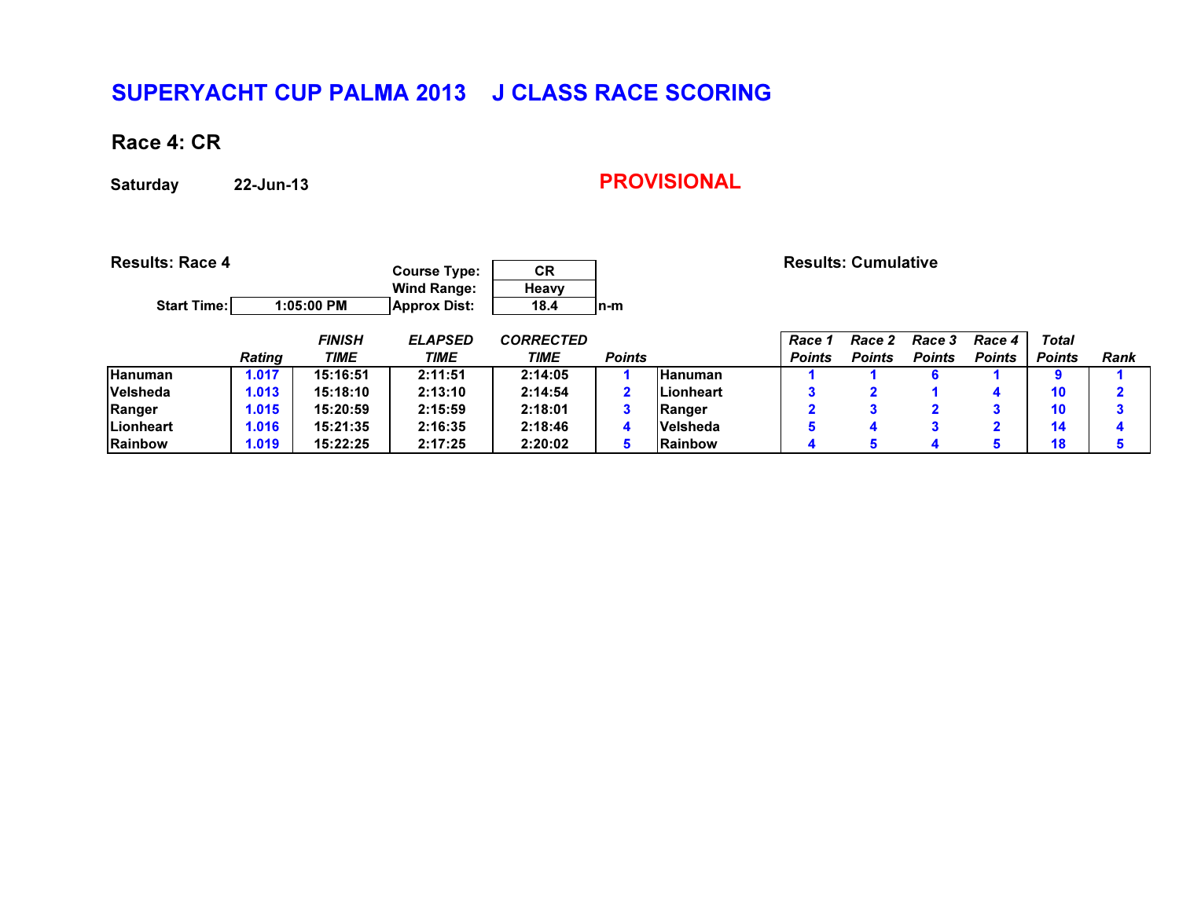# SUPERYACHT CUP PALMA 2013 J CLASS RACE SCORING

## Race 4: CR

**Saturday** 22-Jun-13

**PROVISIONAL**

**Results: Race 4**

| | |
|---|---|
| Start Time: | 1:05:00 PM |
| Course Type: | CR |
| Wind Range: | Heavy |
| Approx Dist: | 18.4 n-m |

| | *Rating* | *FINISH TIME* | *ELAPSED TIME* | *CORRECTED TIME* | *Points* |
|---|---|---|---|---|---|
| Hanuman | 1.017 | 15:16:51 | 2:11:51 | 2:14:05 | 1 |
| Velsheda | 1.013 | 15:18:10 | 2:13:10 | 2:14:54 | 2 |
| Ranger | 1.015 | 15:20:59 | 2:15:59 | 2:18:01 | 3 |
| Lionheart | 1.016 | 15:21:35 | 2:16:35 | 2:18:46 | 4 |
| Rainbow | 1.019 | 15:22:25 | 2:17:25 | 2:20:02 | 5 |

**Results: Cumulative**

| | *Race 1 Points* | *Race 2 Points* | *Race 3 Points* | *Race 4 Points* | *Total Points* | *Rank* |
|---|---|---|---|---|---|---|
| Hanuman | 1 | 1 | 6 | 1 | 9 | 1 |
| Lionheart | 3 | 2 | 1 | 4 | 10 | 2 |
| Ranger | 2 | 3 | 2 | 3 | 10 | 3 |
| Velsheda | 5 | 4 | 3 | 2 | 14 | 4 |
| Rainbow | 4 | 5 | 4 | 5 | 18 | 5 |